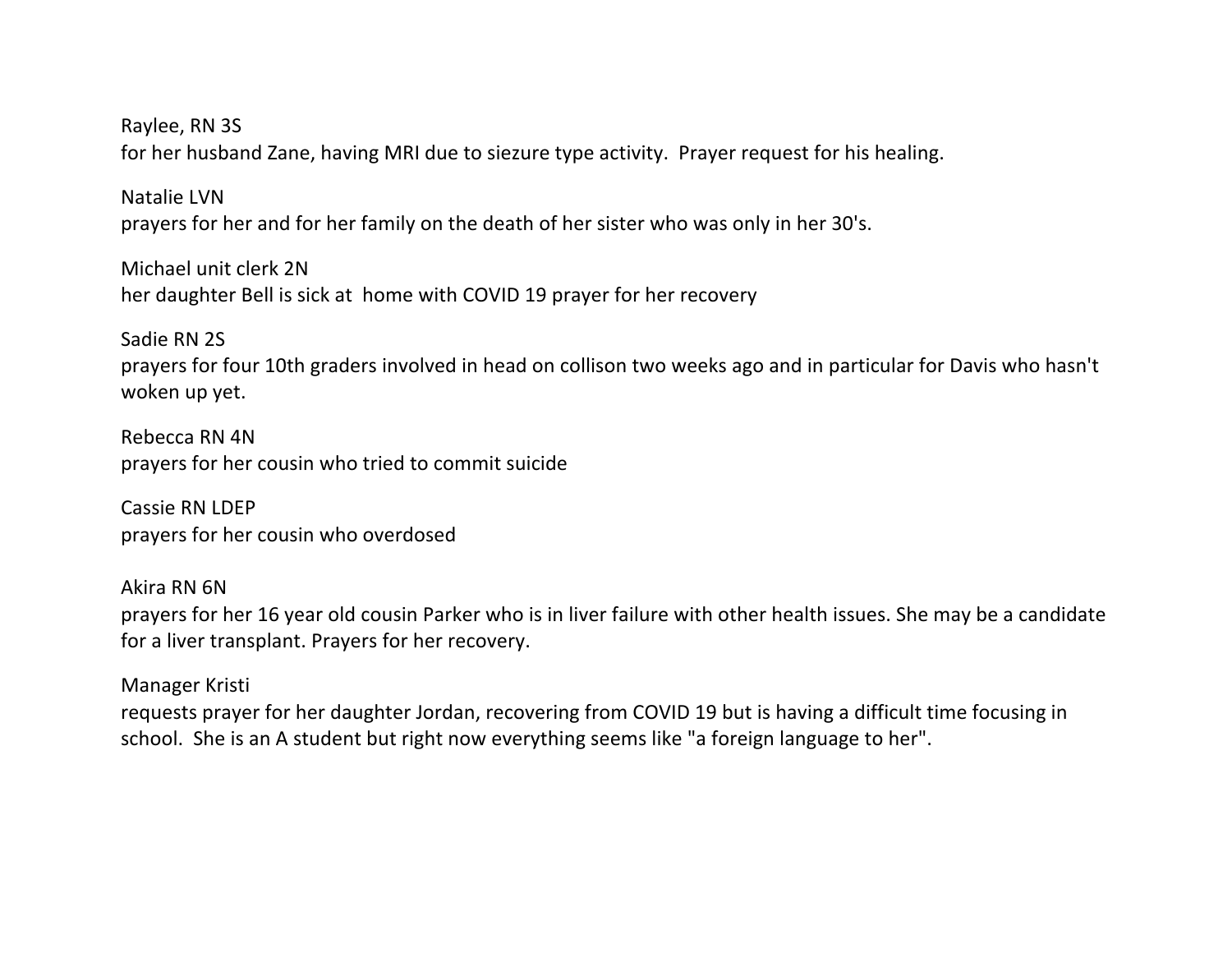Raylee, RN 3S
for her husband Zane, having MRI due to siezure type activity.  Prayer request for his healing.

Natalie LVN
prayers for her and for her family on the death of her sister who was only in her 30's.

Michael unit clerk 2N
her daughter Bell is sick at  home with COVID 19 prayer for her recovery

Sadie RN 2S
prayers for four 10th graders involved in head on collison two weeks ago and in particular for Davis who hasn't woken up yet.

Rebecca RN 4N
prayers for her cousin who tried to commit suicide

Cassie RN LDEP
prayers for her cousin who overdosed

Akira RN 6N
prayers for her 16 year old cousin Parker who is in liver failure with other health issues. She may be a candidate for a liver transplant. Prayers for her recovery.

Manager Kristi
requests prayer for her daughter Jordan, recovering from COVID 19 but is having a difficult time focusing in school.  She is an A student but right now everything seems like "a foreign language to her".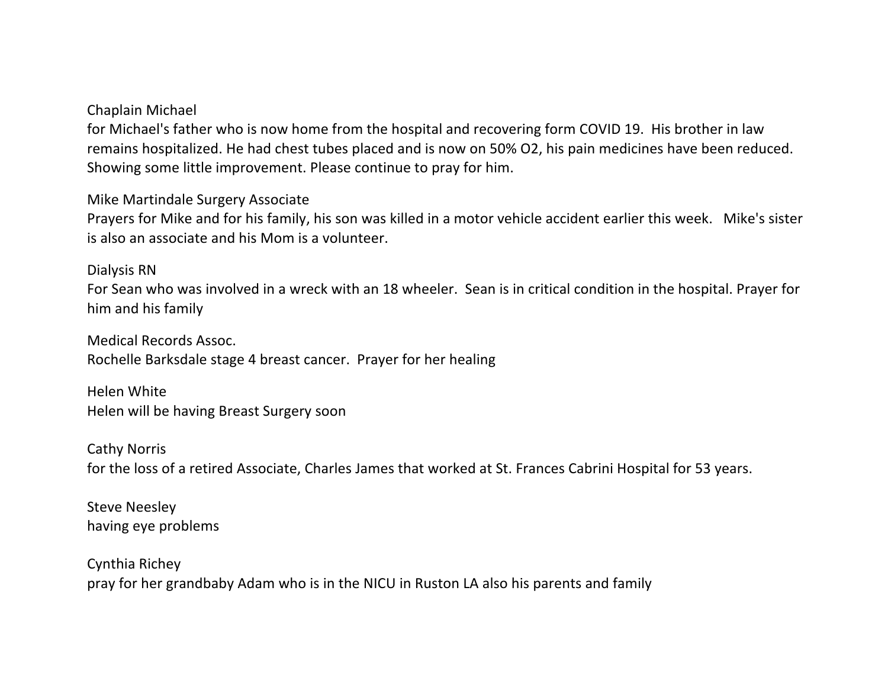Chaplain Michael
for Michael's father who is now home from the hospital and recovering form COVID 19. His brother in law remains hospitalized. He had chest tubes placed and is now on 50% O2, his pain medicines have been reduced. Showing some little improvement. Please continue to pray for him.

Mike Martindale Surgery Associate
Prayers for Mike and for his family, his son was killed in a motor vehicle accident earlier this week. Mike's sister is also an associate and his Mom is a volunteer.

Dialysis RN
For Sean who was involved in a wreck with an 18 wheeler. Sean is in critical condition in the hospital. Prayer for him and his family

Medical Records Assoc.
Rochelle Barksdale stage 4 breast cancer. Prayer for her healing

Helen White
Helen will be having Breast Surgery soon

Cathy Norris
for the loss of a retired Associate, Charles James that worked at St. Frances Cabrini Hospital for 53 years.

Steve Neesley
having eye problems

Cynthia Richey
pray for her grandbaby Adam who is in the NICU in Ruston LA also his parents and family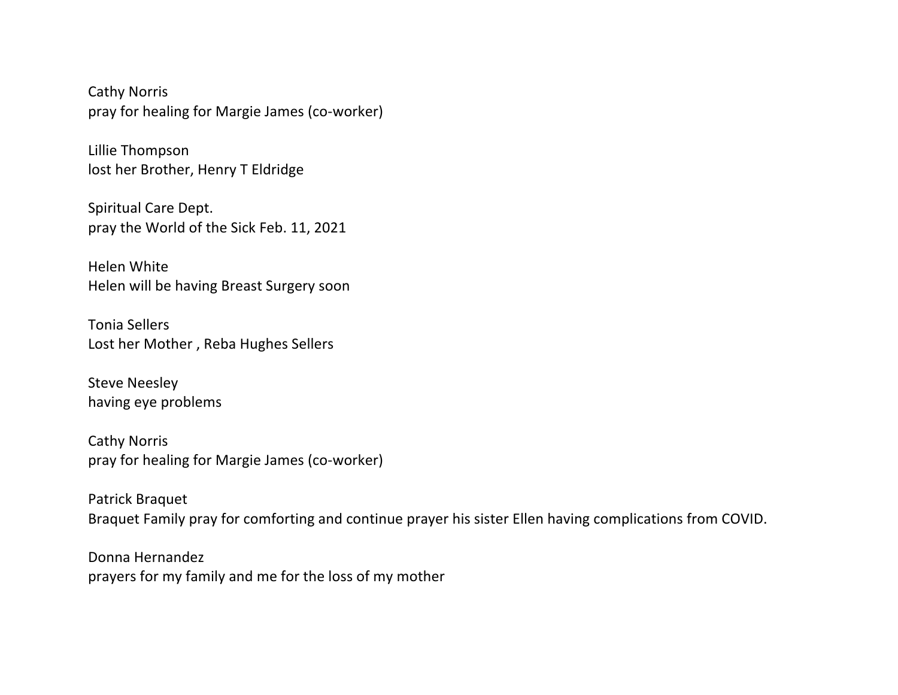Cathy Norris
pray for healing for Margie James (co-worker)

Lillie Thompson
lost her Brother, Henry T Eldridge

Spiritual Care Dept.
pray the World of the Sick Feb. 11, 2021

Helen White
Helen will be having Breast Surgery soon

Tonia Sellers
Lost her Mother , Reba Hughes Sellers

Steve Neesley
having eye problems

Cathy Norris
pray for healing for Margie James (co-worker)

Patrick Braquet
Braquet Family pray for comforting and continue prayer his sister Ellen having complications from COVID.

Donna Hernandez
prayers for my family and me for the loss of my mother